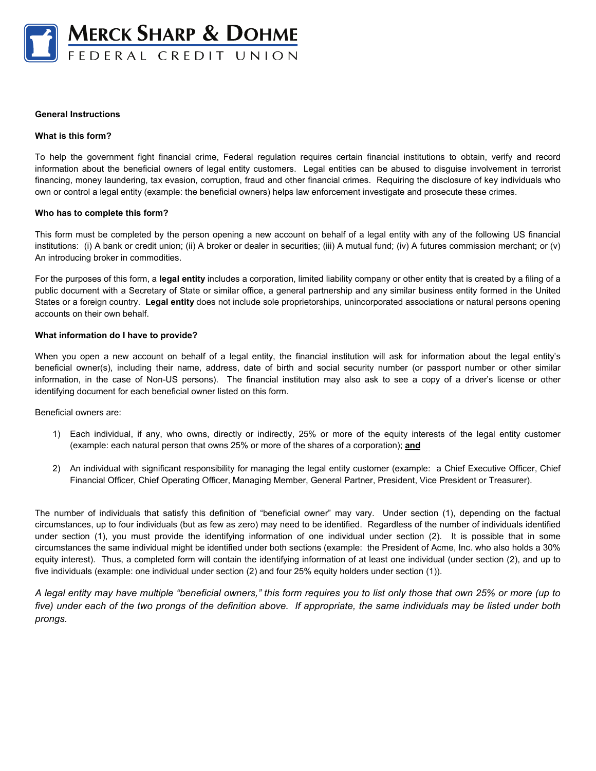# Merck Sharp & Dohme
FEDERAL CREDIT UNION

**General Instructions**

**What is this form?**

To help the government fight financial crime, Federal regulation requires certain financial institutions to obtain, verify and record information about the beneficial owners of legal entity customers. Legal entities can be abused to disguise involvement in terrorist financing, money laundering, tax evasion, corruption, fraud and other financial crimes. Requiring the disclosure of key individuals who own or control a legal entity (example: the beneficial owners) helps law enforcement investigate and prosecute these crimes.

**Who has to complete this form?**

This form must be completed by the person opening a new account on behalf of a legal entity with any of the following US financial institutions: (i) A bank or credit union; (ii) A broker or dealer in securities; (iii) A mutual fund; (iv) A futures commission merchant; or (v) An introducing broker in commodities.

For the purposes of this form, a **legal entity** includes a corporation, limited liability company or other entity that is created by a filing of a public document with a Secretary of State or similar office, a general partnership and any similar business entity formed in the United States or a foreign country. **Legal entity** does not include sole proprietorships, unincorporated associations or natural persons opening accounts on their own behalf.

**What information do I have to provide?**

When you open a new account on behalf of a legal entity, the financial institution will ask for information about the legal entity's beneficial owner(s), including their name, address, date of birth and social security number (or passport number or other similar information, in the case of Non-US persons). The financial institution may also ask to see a copy of a driver's license or other identifying document for each beneficial owner listed on this form.

Beneficial owners are:

1) Each individual, if any, who owns, directly or indirectly, 25% or more of the equity interests of the legal entity customer (example: each natural person that owns 25% or more of the shares of a corporation); **and**

2) An individual with significant responsibility for managing the legal entity customer (example: a Chief Executive Officer, Chief Financial Officer, Chief Operating Officer, Managing Member, General Partner, President, Vice President or Treasurer).

The number of individuals that satisfy this definition of "beneficial owner" may vary. Under section (1), depending on the factual circumstances, up to four individuals (but as few as zero) may need to be identified. Regardless of the number of individuals identified under section (1), you must provide the identifying information of one individual under section (2). It is possible that in some circumstances the same individual might be identified under both sections (example: the President of Acme, Inc. who also holds a 30% equity interest). Thus, a completed form will contain the identifying information of at least one individual (under section (2), and up to five individuals (example: one individual under section (2) and four 25% equity holders under section (1)).

*A legal entity may have multiple "beneficial owners," this form requires you to list only those that own 25% or more (up to five) under each of the two prongs of the definition above. If appropriate, the same individuals may be listed under both prongs.*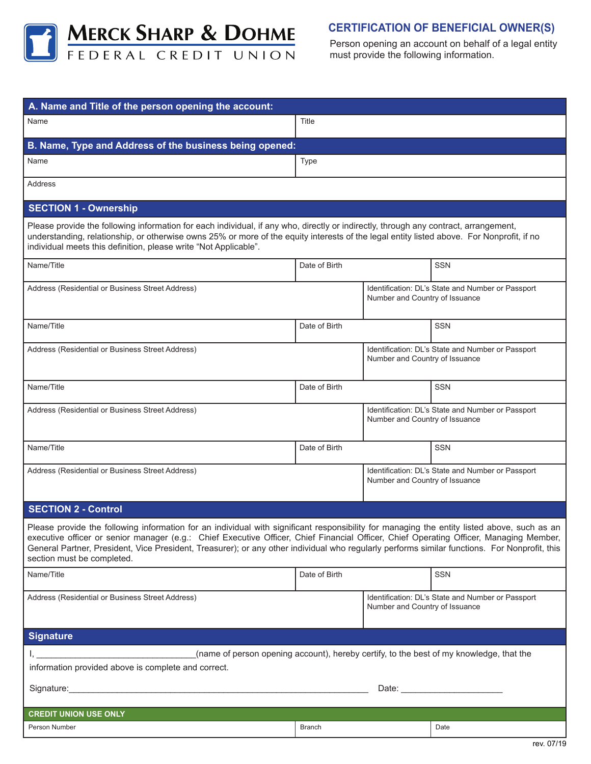**MERCK SHARP & DOHME**
FEDERAL CREDIT UNION

# CERTIFICATION OF BENEFICIAL OWNER(S)

Person opening an account on behalf of a legal entity must provide the following information.

## A. Name and Title of the person opening the account:

| | |
|---|---|
| Name | Title |

## B. Name, Type and Address of the business being opened:

| | |
|---|---|
| Name | Type |
| Address | |

## SECTION 1 - Ownership

Please provide the following information for each individual, if any who, directly or indirectly, through any contract, arrangement, understanding, relationship, or otherwise owns 25% or more of the equity interests of the legal entity listed above. For Nonprofit, if no individual meets this definition, please write "Not Applicable".

| | | |
|---|---|---|
| Name/Title | Date of Birth | SSN |
| Address (Residential or Business Street Address) | Identification: DL's State and Number or Passport Number and Country of Issuance | |
| Name/Title | Date of Birth | SSN |
| Address (Residential or Business Street Address) | Identification: DL's State and Number or Passport Number and Country of Issuance | |
| Name/Title | Date of Birth | SSN |
| Address (Residential or Business Street Address) | Identification: DL's State and Number or Passport Number and Country of Issuance | |
| Name/Title | Date of Birth | SSN |
| Address (Residential or Business Street Address) | Identification: DL's State and Number or Passport Number and Country of Issuance | |

## SECTION 2 - Control

Please provide the following information for an individual with significant responsibility for managing the entity listed above, such as an executive officer or senior manager (e.g.: Chief Executive Officer, Chief Financial Officer, Chief Operating Officer, Managing Member, General Partner, President, Vice President, Treasurer); or any other individual who regularly performs similar functions. For Nonprofit, this section must be completed.

| | | |
|---|---|---|
| Name/Title | Date of Birth | SSN |
| Address (Residential or Business Street Address) | Identification: DL's State and Number or Passport Number and Country of Issuance | |

## Signature

I, ________________________________(name of person opening account), hereby certify, to the best of my knowledge, that the information provided above is complete and correct.

Signature:_____________________________________________________________ Date: _____________________

## CREDIT UNION USE ONLY

| | | |
|---|---|---|
| Person Number | Branch | Date |

rev. 07/19